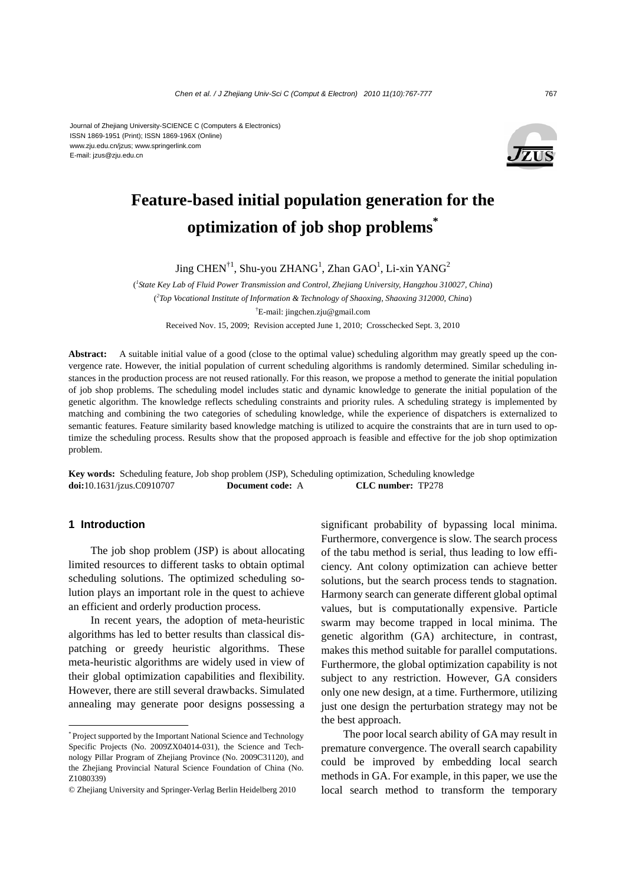Journal of Zhejiang University-SCIENCE C (Computers & Electronics)
ISSN 1869-1951 (Print); ISSN 1869-196X (Online)
www.zju.edu.cn/jzus; www.springerlink.com
E-mail: jzus@zju.edu.cn

# Feature-based initial population generation for the optimization of job shop problems*

Jing CHEN[†1], Shu-you ZHANG[1], Zhan GAO[1], Li-xin YANG[2]

([1]*State Key Lab of Fluid Power Transmission and Control, Zhejiang University, Hangzhou 310027, China*)

([2]*Top Vocational Institute of Information & Technology of Shaoxing, Shaoxing 312000, China*)

[†]E-mail: jingchen.zju@gmail.com

Received Nov. 15, 2009; Revision accepted June 1, 2010; Crosschecked Sept. 3, 2010

**Abstract:** A suitable initial value of a good (close to the optimal value) scheduling algorithm may greatly speed up the convergence rate. However, the initial population of current scheduling algorithms is randomly determined. Similar scheduling instances in the production process are not reused rationally. For this reason, we propose a method to generate the initial population of job shop problems. The scheduling model includes static and dynamic knowledge to generate the initial population of the genetic algorithm. The knowledge reflects scheduling constraints and priority rules. A scheduling strategy is implemented by matching and combining the two categories of scheduling knowledge, while the experience of dispatchers is externalized to semantic features. Feature similarity based knowledge matching is utilized to acquire the constraints that are in turn used to optimize the scheduling process. Results show that the proposed approach is feasible and effective for the job shop optimization problem.

**Key words:** Scheduling feature, Job shop problem (JSP), Scheduling optimization, Scheduling knowledge
**doi:**10.1631/jzus.C0910707 **Document code:** A **CLC number:** TP278

## 1 Introduction

The job shop problem (JSP) is about allocating limited resources to different tasks to obtain optimal scheduling solutions. The optimized scheduling solution plays an important role in the quest to achieve an efficient and orderly production process.

In recent years, the adoption of meta-heuristic algorithms has led to better results than classical dispatching or greedy heuristic algorithms. These meta-heuristic algorithms are widely used in view of their global optimization capabilities and flexibility. However, there are still several drawbacks. Simulated annealing may generate poor designs possessing a significant probability of bypassing local minima. Furthermore, convergence is slow. The search process of the tabu method is serial, thus leading to low efficiency. Ant colony optimization can achieve better solutions, but the search process tends to stagnation. Harmony search can generate different global optimal values, but is computationally expensive. Particle swarm may become trapped in local minima. The genetic algorithm (GA) architecture, in contrast, makes this method suitable for parallel computations. Furthermore, the global optimization capability is not subject to any restriction. However, GA considers only one new design, at a time. Furthermore, utilizing just one design the perturbation strategy may not be the best approach.

The poor local search ability of GA may result in premature convergence. The overall search capability could be improved by embedding local search methods in GA. For example, in this paper, we use the local search method to transform the temporary

* Project supported by the Important National Science and Technology Specific Projects (No. 2009ZX04014-031), the Science and Technology Pillar Program of Zhejiang Province (No. 2009C31120), and the Zhejiang Provincial Natural Science Foundation of China (No. Z1080339)

© Zhejiang University and Springer-Verlag Berlin Heidelberg 2010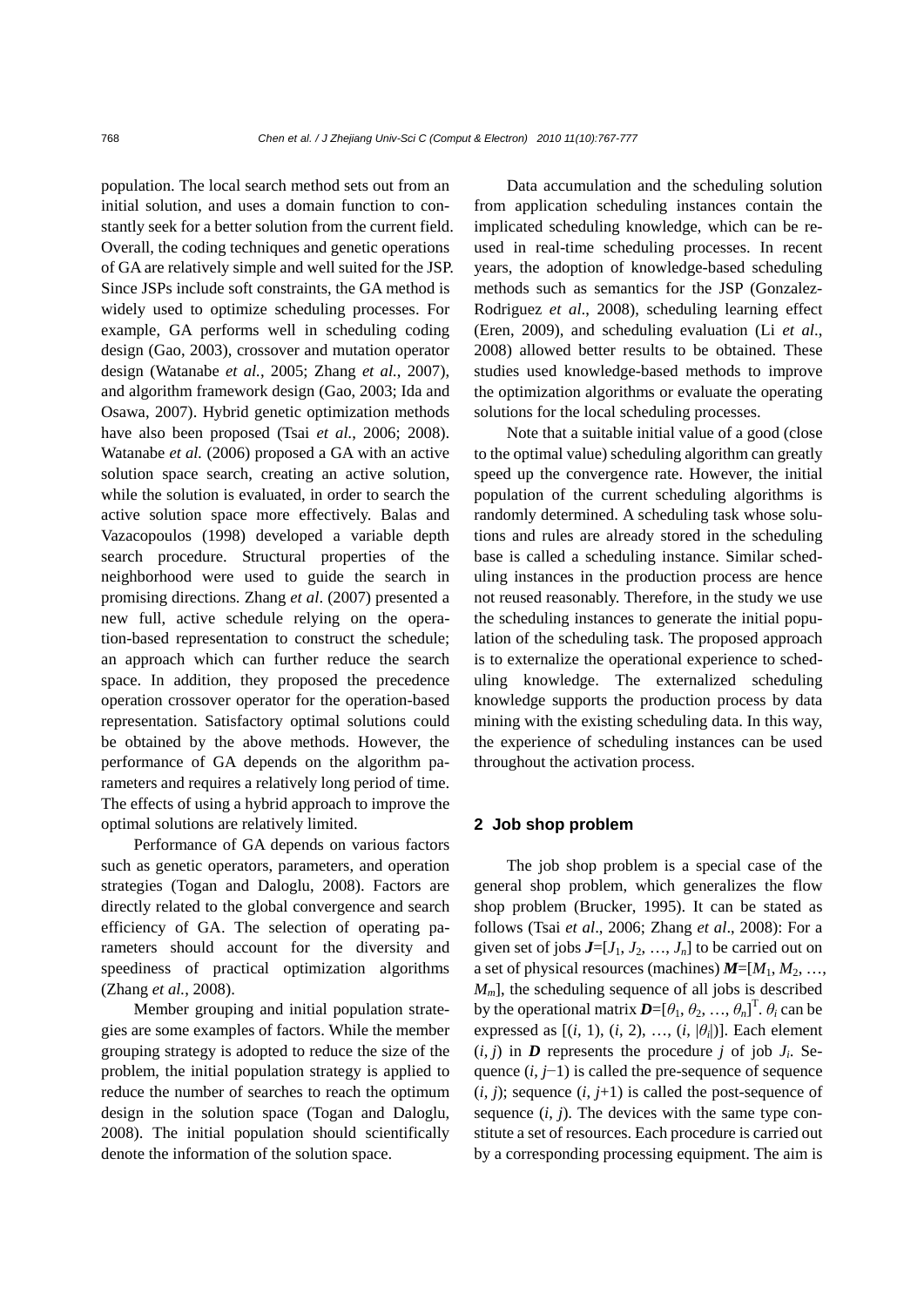population. The local search method sets out from an initial solution, and uses a domain function to constantly seek for a better solution from the current field. Overall, the coding techniques and genetic operations of GA are relatively simple and well suited for the JSP. Since JSPs include soft constraints, the GA method is widely used to optimize scheduling processes. For example, GA performs well in scheduling coding design (Gao, 2003), crossover and mutation operator design (Watanabe *et al.*, 2005; Zhang *et al.*, 2007), and algorithm framework design (Gao, 2003; Ida and Osawa, 2007). Hybrid genetic optimization methods have also been proposed (Tsai *et al.*, 2006; 2008). Watanabe *et al.* (2006) proposed a GA with an active solution space search, creating an active solution, while the solution is evaluated, in order to search the active solution space more effectively. Balas and Vazacopoulos (1998) developed a variable depth search procedure. Structural properties of the neighborhood were used to guide the search in promising directions. Zhang *et al*. (2007) presented a new full, active schedule relying on the operation-based representation to construct the schedule; an approach which can further reduce the search space. In addition, they proposed the precedence operation crossover operator for the operation-based representation. Satisfactory optimal solutions could be obtained by the above methods. However, the performance of GA depends on the algorithm parameters and requires a relatively long period of time. The effects of using a hybrid approach to improve the optimal solutions are relatively limited.

Performance of GA depends on various factors such as genetic operators, parameters, and operation strategies (Togan and Daloglu, 2008). Factors are directly related to the global convergence and search efficiency of GA. The selection of operating parameters should account for the diversity and speediness of practical optimization algorithms (Zhang *et al.*, 2008).

Member grouping and initial population strategies are some examples of factors. While the member grouping strategy is adopted to reduce the size of the problem, the initial population strategy is applied to reduce the number of searches to reach the optimum design in the solution space (Togan and Daloglu, 2008). The initial population should scientifically denote the information of the solution space.

Data accumulation and the scheduling solution from application scheduling instances contain the implicated scheduling knowledge, which can be reused in real-time scheduling processes. In recent years, the adoption of knowledge-based scheduling methods such as semantics for the JSP (Gonzalez-Rodriguez *et al*., 2008), scheduling learning effect (Eren, 2009), and scheduling evaluation (Li *et al*., 2008) allowed better results to be obtained. These studies used knowledge-based methods to improve the optimization algorithms or evaluate the operating solutions for the local scheduling processes.

Note that a suitable initial value of a good (close to the optimal value) scheduling algorithm can greatly speed up the convergence rate. However, the initial population of the current scheduling algorithms is randomly determined. A scheduling task whose solutions and rules are already stored in the scheduling base is called a scheduling instance. Similar scheduling instances in the production process are hence not reused reasonably. Therefore, in the study we use the scheduling instances to generate the initial population of the scheduling task. The proposed approach is to externalize the operational experience to scheduling knowledge. The externalized scheduling knowledge supports the production process by data mining with the existing scheduling data. In this way, the experience of scheduling instances can be used throughout the activation process.

## 2 Job shop problem

The job shop problem is a special case of the general shop problem, which generalizes the flow shop problem (Brucker, 1995). It can be stated as follows (Tsai *et al*., 2006; Zhang *et al*., 2008): For a given set of jobs $\boldsymbol{J}=[J_1, J_2, \ldots, J_n]$ to be carried out on a set of physical resources (machines) $\boldsymbol{M}=[M_1, M_2, \ldots, M_m]$, the scheduling sequence of all jobs is described by the operational matrix $\boldsymbol{D}=[\theta_1, \theta_2, \ldots, \theta_n]^{\mathrm{T}}$. $\theta_i$ can be expressed as $[(i, 1), (i, 2), \ldots, (i, |\theta_i|)]$. Each element $(i, j)$ in $\boldsymbol{D}$ represents the procedure $j$ of job $J_i$. Sequence $(i, j-1)$ is called the pre-sequence of sequence $(i, j)$; sequence $(i, j+1)$ is called the post-sequence of sequence $(i, j)$. The devices with the same type constitute a set of resources. Each procedure is carried out by a corresponding processing equipment. The aim is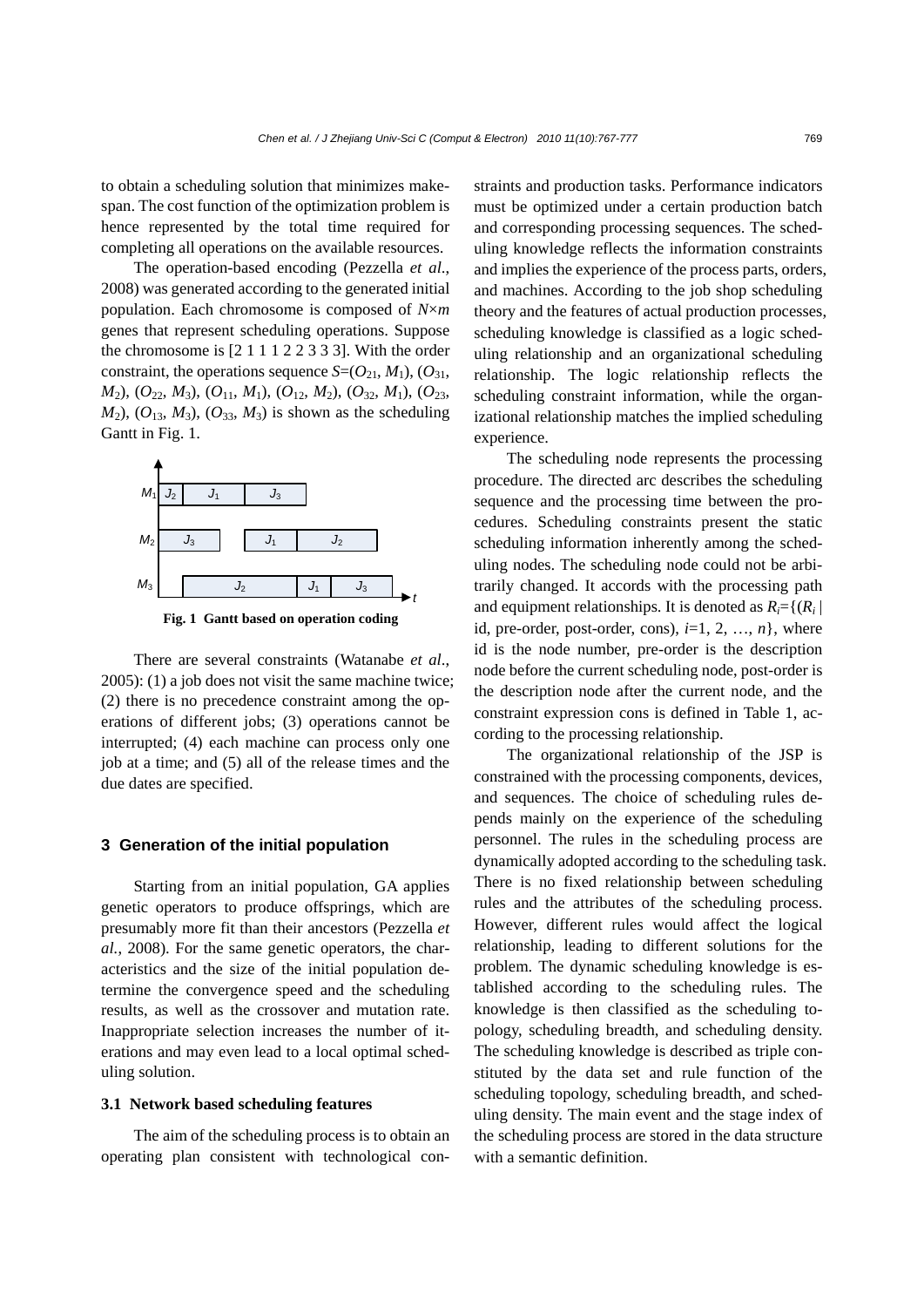to obtain a scheduling solution that minimizes makespan. The cost function of the optimization problem is hence represented by the total time required for completing all operations on the available resources.

The operation-based encoding (Pezzella *et al.*, 2008) was generated according to the generated initial population. Each chromosome is composed of $N\times m$ genes that represent scheduling operations. Suppose the chromosome is [2 1 1 1 2 2 3 3 3]. With the order constraint, the operations sequence $S$=($O_{21}$, $M_1$), ($O_{31}$, $M_2$), ($O_{22}$, $M_3$), ($O_{11}$, $M_1$), ($O_{12}$, $M_2$), ($O_{32}$, $M_1$), ($O_{23}$, $M_2$), ($O_{13}$, $M_3$), ($O_{33}$, $M_3$) is shown as the scheduling Gantt in Fig. 1.

**Fig. 1 Gantt based on operation coding**

There are several constraints (Watanabe *et al.*, 2005): (1) a job does not visit the same machine twice; (2) there is no precedence constraint among the operations of different jobs; (3) operations cannot be interrupted; (4) each machine can process only one job at a time; and (5) all of the release times and the due dates are specified.

## 3 Generation of the initial population

Starting from an initial population, GA applies genetic operators to produce offsprings, which are presumably more fit than their ancestors (Pezzella *et al.*, 2008). For the same genetic operators, the characteristics and the size of the initial population determine the convergence speed and the scheduling results, as well as the crossover and mutation rate. Inappropriate selection increases the number of iterations and may even lead to a local optimal scheduling solution.

### 3.1 Network based scheduling features

The aim of the scheduling process is to obtain an operating plan consistent with technological constraints and production tasks. Performance indicators must be optimized under a certain production batch and corresponding processing sequences. The scheduling knowledge reflects the information constraints and implies the experience of the process parts, orders, and machines. According to the job shop scheduling theory and the features of actual production processes, scheduling knowledge is classified as a logic scheduling relationship and an organizational scheduling relationship. The logic relationship reflects the scheduling constraint information, while the organizational relationship matches the implied scheduling experience.

The scheduling node represents the processing procedure. The directed arc describes the scheduling sequence and the processing time between the procedures. Scheduling constraints present the static scheduling information inherently among the scheduling nodes. The scheduling node could not be arbitrarily changed. It accords with the processing path and equipment relationships. It is denoted as $R_i=\{(R_i\,|$ id, pre-order, post-order, cons), $i=1, 2, \ldots, n\}$, where id is the node number, pre-order is the description node before the current scheduling node, post-order is the description node after the current node, and the constraint expression cons is defined in Table 1, according to the processing relationship.

The organizational relationship of the JSP is constrained with the processing components, devices, and sequences. The choice of scheduling rules depends mainly on the experience of the scheduling personnel. The rules in the scheduling process are dynamically adopted according to the scheduling task. There is no fixed relationship between scheduling rules and the attributes of the scheduling process. However, different rules would affect the logical relationship, leading to different solutions for the problem. The dynamic scheduling knowledge is established according to the scheduling rules. The knowledge is then classified as the scheduling topology, scheduling breadth, and scheduling density. The scheduling knowledge is described as triple constituted by the data set and rule function of the scheduling topology, scheduling breadth, and scheduling density. The main event and the stage index of the scheduling process are stored in the data structure with a semantic definition.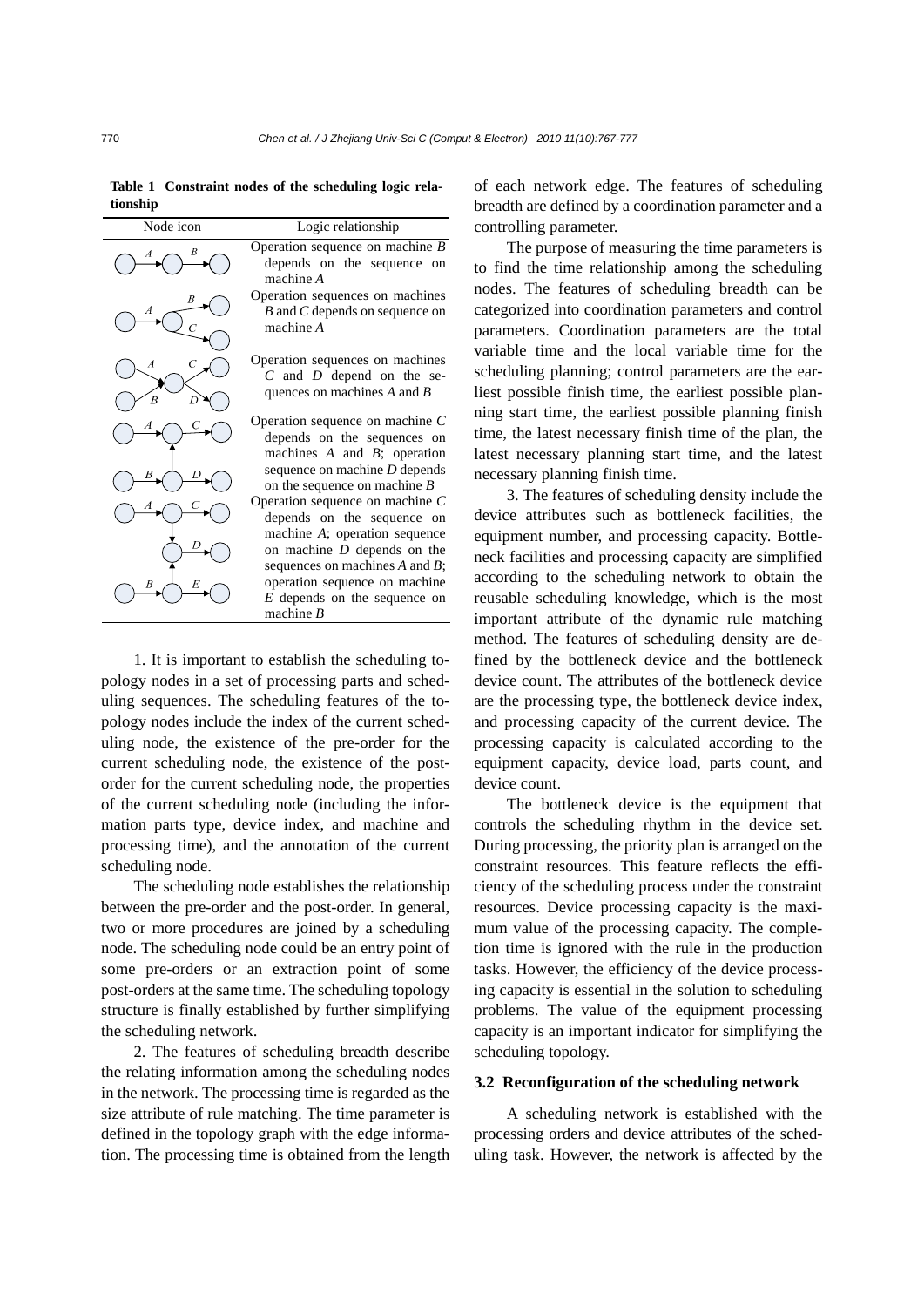**Table 1 Constraint nodes of the scheduling logic relationship**

| Node icon | Logic relationship |
|---|---|
| | Operation sequence on machine *B* depends on the sequence on machine *A* |
| | Operation sequences on machines *B* and *C* depends on sequence on machine *A* |
| | Operation sequences on machines *C* and *D* depend on the sequences on machines *A* and *B* |
| | Operation sequence on machine *C* depends on the sequences on machines *A* and *B*; operation sequence on machine *D* depends on the sequence on machine *B* |
| | Operation sequence on machine *C* depends on the sequence on machine *A*; operation sequence on machine *D* depends on the sequences on machines *A* and *B*; operation sequence on machine *E* depends on the sequence on machine *B* |

1. It is important to establish the scheduling topology nodes in a set of processing parts and scheduling sequences. The scheduling features of the topology nodes include the index of the current scheduling node, the existence of the pre-order for the current scheduling node, the existence of the post-order for the current scheduling node, the properties of the current scheduling node (including the information parts type, device index, and machine and processing time), and the annotation of the current scheduling node.

The scheduling node establishes the relationship between the pre-order and the post-order. In general, two or more procedures are joined by a scheduling node. The scheduling node could be an entry point of some pre-orders or an extraction point of some post-orders at the same time. The scheduling topology structure is finally established by further simplifying the scheduling network.

2. The features of scheduling breadth describe the relating information among the scheduling nodes in the network. The processing time is regarded as the size attribute of rule matching. The time parameter is defined in the topology graph with the edge information. The processing time is obtained from the length of each network edge. The features of scheduling breadth are defined by a coordination parameter and a controlling parameter.

The purpose of measuring the time parameters is to find the time relationship among the scheduling nodes. The features of scheduling breadth can be categorized into coordination parameters and control parameters. Coordination parameters are the total variable time and the local variable time for the scheduling planning; control parameters are the earliest possible finish time, the earliest possible planning start time, the earliest possible planning finish time, the latest necessary finish time of the plan, the latest necessary planning start time, and the latest necessary planning finish time.

3. The features of scheduling density include the device attributes such as bottleneck facilities, the equipment number, and processing capacity. Bottleneck facilities and processing capacity are simplified according to the scheduling network to obtain the reusable scheduling knowledge, which is the most important attribute of the dynamic rule matching method. The features of scheduling density are defined by the bottleneck device and the bottleneck device count. The attributes of the bottleneck device are the processing type, the bottleneck device index, and processing capacity of the current device. The processing capacity is calculated according to the equipment capacity, device load, parts count, and device count.

The bottleneck device is the equipment that controls the scheduling rhythm in the device set. During processing, the priority plan is arranged on the constraint resources. This feature reflects the efficiency of the scheduling process under the constraint resources. Device processing capacity is the maximum value of the processing capacity. The completion time is ignored with the rule in the production tasks. However, the efficiency of the device processing capacity is essential in the solution to scheduling problems. The value of the equipment processing capacity is an important indicator for simplifying the scheduling topology.

### 3.2 Reconfiguration of the scheduling network

A scheduling network is established with the processing orders and device attributes of the scheduling task. However, the network is affected by the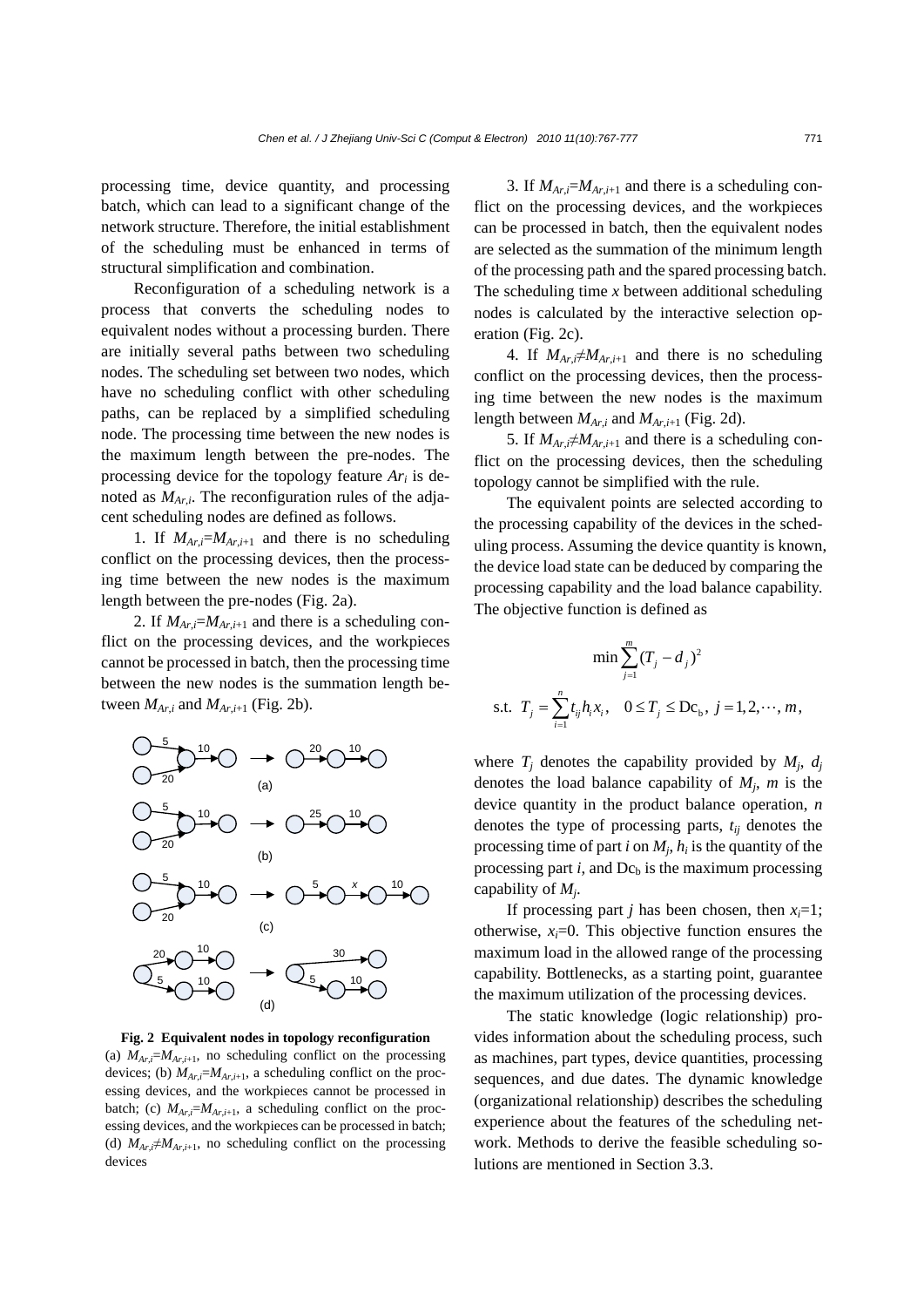processing time, device quantity, and processing batch, which can lead to a significant change of the network structure. Therefore, the initial establishment of the scheduling must be enhanced in terms of structural simplification and combination.

Reconfiguration of a scheduling network is a process that converts the scheduling nodes to equivalent nodes without a processing burden. There are initially several paths between two scheduling nodes. The scheduling set between two nodes, which have no scheduling conflict with other scheduling paths, can be replaced by a simplified scheduling node. The processing time between the new nodes is the maximum length between the pre-nodes. The processing device for the topology feature $Ar_i$ is denoted as $M_{Ar,i}$. The reconfiguration rules of the adjacent scheduling nodes are defined as follows.

1. If $M_{Ar,i}=M_{Ar,i+1}$ and there is no scheduling conflict on the processing devices, then the processing time between the new nodes is the maximum length between the pre-nodes (Fig. 2a).

2. If $M_{Ar,i}=M_{Ar,i+1}$ and there is a scheduling conflict on the processing devices, and the workpieces cannot be processed in batch, then the processing time between the new nodes is the summation length between $M_{Ar,i}$ and $M_{Ar,i+1}$ (Fig. 2b).

**Fig. 2 Equivalent nodes in topology reconfiguration**

(a) $M_{Ar,i}=M_{Ar,i+1}$, no scheduling conflict on the processing devices; (b) $M_{Ar,i}=M_{Ar,i+1}$, a scheduling conflict on the processing devices, and the workpieces cannot be processed in batch; (c) $M_{Ar,i}=M_{Ar,i+1}$, a scheduling conflict on the processing devices, and the workpieces can be processed in batch; (d) $M_{Ar,i}\neq M_{Ar,i+1}$, no scheduling conflict on the processing devices

3. If $M_{Ar,i}=M_{Ar,i+1}$ and there is a scheduling conflict on the processing devices, and the workpieces can be processed in batch, then the equivalent nodes are selected as the summation of the minimum length of the processing path and the spared processing batch. The scheduling time $x$ between additional scheduling nodes is calculated by the interactive selection operation (Fig. 2c).

4. If $M_{Ar,i}\neq M_{Ar,i+1}$ and there is no scheduling conflict on the processing devices, then the processing time between the new nodes is the maximum length between $M_{Ar,i}$ and $M_{Ar,i+1}$ (Fig. 2d).

5. If $M_{Ar,i}\neq M_{Ar,i+1}$ and there is a scheduling conflict on the processing devices, then the scheduling topology cannot be simplified with the rule.

The equivalent points are selected according to the processing capability of the devices in the scheduling process. Assuming the device quantity is known, the device load state can be deduced by comparing the processing capability and the load balance capability. The objective function is defined as

$$\min \sum_{j=1}^{m} (T_j - d_j)^2$$

$$\text{s.t.} \;\; T_j = \sum_{i=1}^{n} t_{ij} h_i x_i, \quad 0 \le T_j \le \text{Dc}_\text{b}, \; j=1,2,\cdots,m,$$

where $T_j$ denotes the capability provided by $M_j$, $d_j$ denotes the load balance capability of $M_j$, $m$ is the device quantity in the product balance operation, $n$ denotes the type of processing parts, $t_{ij}$ denotes the processing time of part $i$ on $M_j$, $h_i$ is the quantity of the processing part $i$, and $\text{Dc}_\text{b}$ is the maximum processing capability of $M_j$.

If processing part $j$ has been chosen, then $x_i=1$; otherwise, $x_i=0$. This objective function ensures the maximum load in the allowed range of the processing capability. Bottlenecks, as a starting point, guarantee the maximum utilization of the processing devices.

The static knowledge (logic relationship) provides information about the scheduling process, such as machines, part types, device quantities, processing sequences, and due dates. The dynamic knowledge (organizational relationship) describes the scheduling experience about the features of the scheduling network. Methods to derive the feasible scheduling solutions are mentioned in Section 3.3.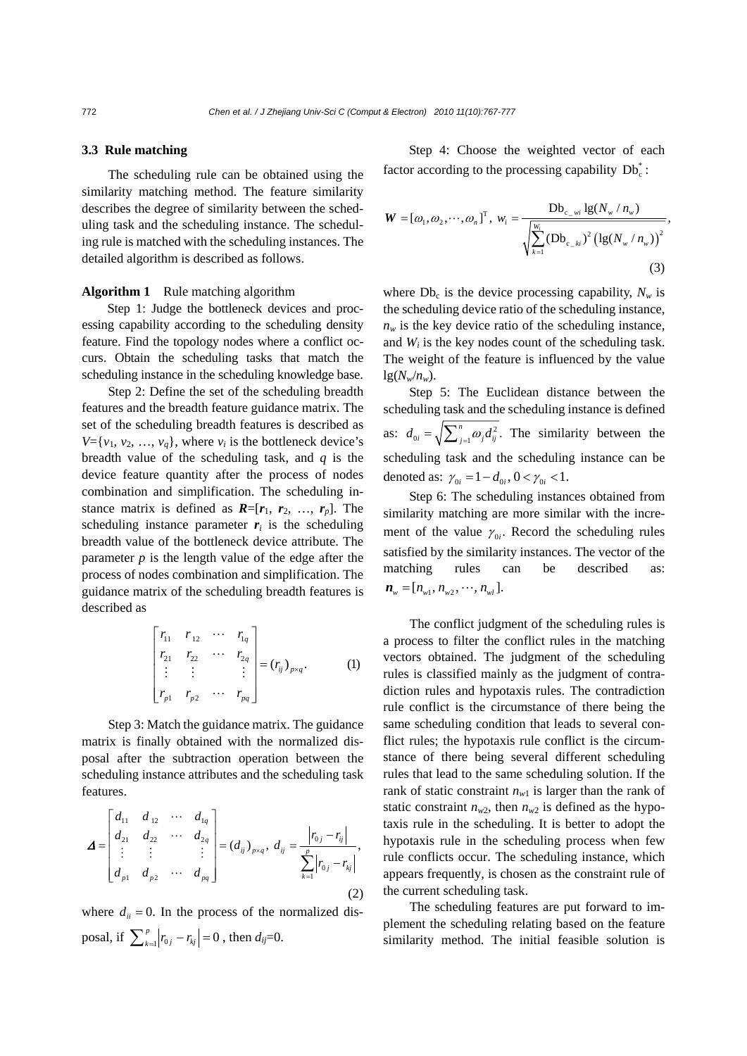### 3.3 Rule matching

The scheduling rule can be obtained using the similarity matching method. The feature similarity describes the degree of similarity between the scheduling task and the scheduling instance. The scheduling rule is matched with the scheduling instances. The detailed algorithm is described as follows.

**Algorithm 1** Rule matching algorithm

Step 1: Judge the bottleneck devices and processing capability according to the scheduling density feature. Find the topology nodes where a conflict occurs. Obtain the scheduling tasks that match the scheduling instance in the scheduling knowledge base.

Step 2: Define the set of the scheduling breadth features and the breadth feature guidance matrix. The set of the scheduling breadth features is described as $V=\{v_1, v_2, \ldots, v_q\}$, where $v_i$ is the bottleneck device's breadth value of the scheduling task, and $q$ is the device feature quantity after the process of nodes combination and simplification. The scheduling instance matrix is defined as $\boldsymbol{R}=[\boldsymbol{r}_1, \boldsymbol{r}_2, \ldots, \boldsymbol{r}_p]$. The scheduling instance parameter $\boldsymbol{r}_i$ is the scheduling breadth value of the bottleneck device attribute. The parameter $p$ is the length value of the edge after the process of nodes combination and simplification. The guidance matrix of the scheduling breadth features is described as

$$\begin{bmatrix} r_{11} & r_{12} & \cdots & r_{1q} \\ r_{21} & r_{22} & \cdots & r_{2q} \\ \vdots & \vdots & & \vdots \\ r_{p1} & r_{p2} & \cdots & r_{pq} \end{bmatrix} = (r_{ij})_{p\times q}. \tag{1}$$

Step 3: Match the guidance matrix. The guidance matrix is finally obtained with the normalized disposal after the subtraction operation between the scheduling instance attributes and the scheduling task features.

$$\boldsymbol{\Delta} = \begin{bmatrix} d_{11} & d_{12} & \cdots & d_{1q} \\ d_{21} & d_{22} & \cdots & d_{2q} \\ \vdots & \vdots & & \vdots \\ d_{p1} & d_{p2} & \cdots & d_{pq} \end{bmatrix} = (d_{ij})_{p\times q},\ d_{ij} = \frac{\left| r_{0j} - r_{ij} \right|}{\sum_{k=1}^{p} \left| r_{0j} - r_{kj} \right|}, \tag{2}$$

where $d_{ii}=0$. In the process of the normalized disposal, if $\sum_{k=1}^{p} \left| r_{0j} - r_{kj} \right| = 0$, then $d_{ij}=0$.

Step 4: Choose the weighted vector of each factor according to the processing capability $\mathrm{Db}_\mathrm{c}^*$:

$$\boldsymbol{W} = [\omega_1, \omega_2, \cdots, \omega_n]^\mathrm{T},\ w_i = \frac{\mathrm{Db}_{\mathrm{c}\_wi} \lg(N_w / n_w)}{\sqrt{\sum_{k=1}^{W_i} (\mathrm{Db}_{\mathrm{c}\_ki})^2 \left(\lg(N_w / n_w)\right)^2}}, \tag{3}$$

where $\mathrm{Db}_\mathrm{c}$ is the device processing capability, $N_w$ is the scheduling device ratio of the scheduling instance, $n_w$ is the key device ratio of the scheduling instance, and $W_i$ is the key nodes count of the scheduling task. The weight of the feature is influenced by the value $\lg(N_w/n_w)$.

Step 5: The Euclidean distance between the scheduling task and the scheduling instance is defined as: $d_{0i} = \sqrt{\sum_{j=1}^{n} \omega_j d_{ij}^2}$. The similarity between the scheduling task and the scheduling instance can be denoted as: $\gamma_{0i} = 1 - d_{0i},\ 0 < \gamma_{0i} < 1$.

Step 6: The scheduling instances obtained from similarity matching are more similar with the increment of the value $\gamma_{0i}$. Record the scheduling rules satisfied by the similarity instances. The vector of the matching rules can be described as: $\boldsymbol{n}_w = [n_{w1}, n_{w2}, \cdots, n_{wl}]$.

The conflict judgment of the scheduling rules is a process to filter the conflict rules in the matching vectors obtained. The judgment of the scheduling rules is classified mainly as the judgment of contradiction rules and hypotaxis rules. The contradiction rule conflict is the circumstance of there being the same scheduling condition that leads to several conflict rules; the hypotaxis rule conflict is the circumstance of there being several different scheduling rules that lead to the same scheduling solution. If the rank of static constraint $n_{w1}$ is larger than the rank of static constraint $n_{w2}$, then $n_{w2}$ is defined as the hypotaxis rule in the scheduling. It is better to adopt the hypotaxis rule in the scheduling process when few rule conflicts occur. The scheduling instance, which appears frequently, is chosen as the constraint rule of the current scheduling task.

The scheduling features are put forward to implement the scheduling relating based on the feature similarity method. The initial feasible solution is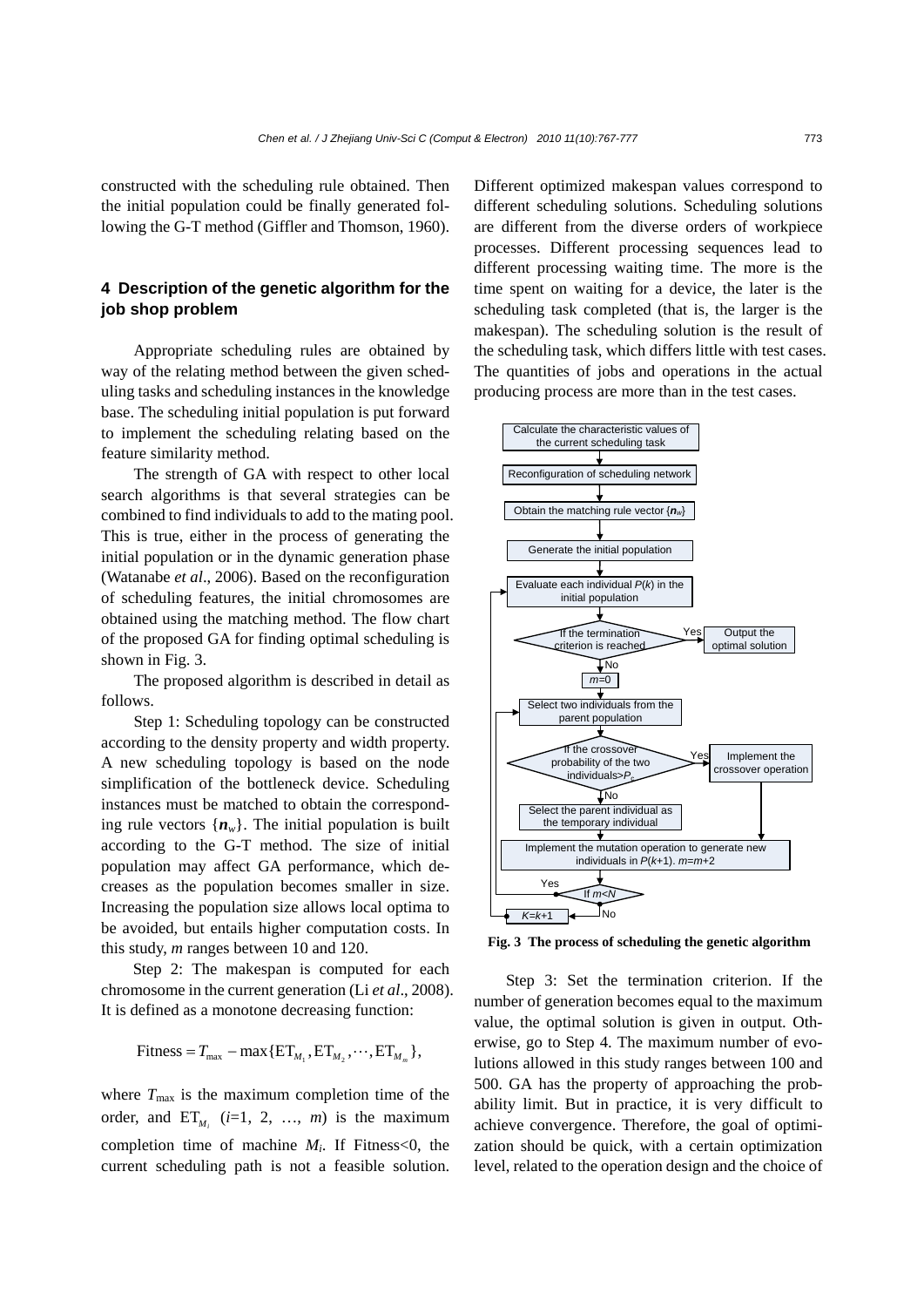constructed with the scheduling rule obtained. Then the initial population could be finally generated following the G-T method (Giffler and Thomson, 1960).

## 4 Description of the genetic algorithm for the job shop problem

Appropriate scheduling rules are obtained by way of the relating method between the given scheduling tasks and scheduling instances in the knowledge base. The scheduling initial population is put forward to implement the scheduling relating based on the feature similarity method.

The strength of GA with respect to other local search algorithms is that several strategies can be combined to find individuals to add to the mating pool. This is true, either in the process of generating the initial population or in the dynamic generation phase (Watanabe *et al*., 2006). Based on the reconfiguration of scheduling features, the initial chromosomes are obtained using the matching method. The flow chart of the proposed GA for finding optimal scheduling is shown in Fig. 3.

The proposed algorithm is described in detail as follows.

Step 1: Scheduling topology can be constructed according to the density property and width property. A new scheduling topology is based on the node simplification of the bottleneck device. Scheduling instances must be matched to obtain the corresponding rule vectors $\{\boldsymbol{n}_w\}$. The initial population is built according to the G-T method. The size of initial population may affect GA performance, which decreases as the population becomes smaller in size. Increasing the population size allows local optima to be avoided, but entails higher computation costs. In this study, *m* ranges between 10 and 120.

Step 2: The makespan is computed for each chromosome in the current generation (Li *et al*., 2008). It is defined as a monotone decreasing function:

$$\text{Fitness} = T_{\max} - \max\{\text{ET}_{M_1}, \text{ET}_{M_2}, \cdots, \text{ET}_{M_m}\},$$

where $T_{\max}$ is the maximum completion time of the order, and $\text{ET}_{M_i}$ ($i$=1, 2, …, $m$) is the maximum completion time of machine $M_i$. If Fitness<0, the current scheduling path is not a feasible solution. Different optimized makespan values correspond to different scheduling solutions. Scheduling solutions are different from the diverse orders of workpiece processes. Different processing sequences lead to different processing waiting time. The more is the time spent on waiting for a device, the later is the scheduling task completed (that is, the larger is the makespan). The scheduling solution is the result of the scheduling task, which differs little with test cases. The quantities of jobs and operations in the actual producing process are more than in the test cases.

Calculate the characteristic values of the current scheduling task → Reconfiguration of scheduling network → Obtain the matching rule vector $\{\boldsymbol{n}_w\}$ → Generate the initial population → Evaluate each individual $P(k)$ in the initial population → If the termination criterion is reached (Yes: Output the optimal solution; No: $m$=0) → Select two individuals from the parent population → If the crossover probability of the two individuals>$P_c$ (Yes: Implement the crossover operation; No: Select the parent individual as the temporary individual) → Implement the mutation operation to generate new individuals in $P(k+1)$. $m$=$m$+2 → If $m$<$N$ (Yes: back to select two individuals; No: $K$=$k$+1, back to evaluate)

**Fig. 3 The process of scheduling the genetic algorithm**

Step 3: Set the termination criterion. If the number of generation becomes equal to the maximum value, the optimal solution is given in output. Otherwise, go to Step 4. The maximum number of evolutions allowed in this study ranges between 100 and 500. GA has the property of approaching the probability limit. But in practice, it is very difficult to achieve convergence. Therefore, the goal of optimization should be quick, with a certain optimization level, related to the operation design and the choice of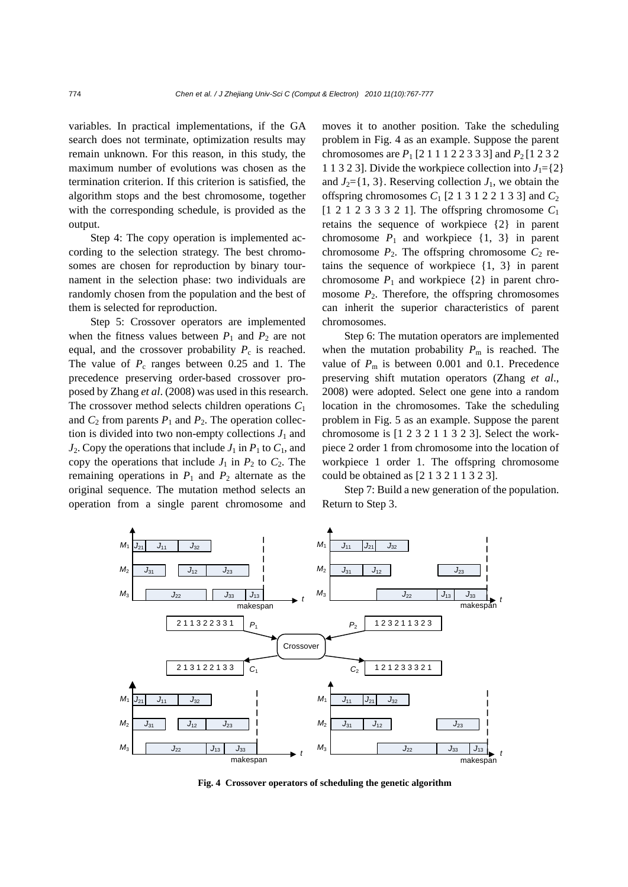variables. In practical implementations, if the GA search does not terminate, optimization results may remain unknown. For this reason, in this study, the maximum number of evolutions was chosen as the termination criterion. If this criterion is satisfied, the algorithm stops and the best chromosome, together with the corresponding schedule, is provided as the output.

Step 4: The copy operation is implemented according to the selection strategy. The best chromosomes are chosen for reproduction by binary tournament in the selection phase: two individuals are randomly chosen from the population and the best of them is selected for reproduction.

Step 5: Crossover operators are implemented when the fitness values between $P_1$ and $P_2$ are not equal, and the crossover probability $P_c$ is reached. The value of $P_c$ ranges between 0.25 and 1. The precedence preserving order-based crossover proposed by Zhang *et al*. (2008) was used in this research. The crossover method selects children operations $C_1$ and $C_2$ from parents $P_1$ and $P_2$. The operation collection is divided into two non-empty collections $J_1$ and $J_2$. Copy the operations that include $J_1$ in $P_1$ to $C_1$, and copy the operations that include $J_1$ in $P_2$ to $C_2$. The remaining operations in $P_1$ and $P_2$ alternate as the original sequence. The mutation method selects an operation from a single parent chromosome and moves it to another position. Take the scheduling problem in Fig. 4 as an example. Suppose the parent chromosomes are $P_1$ [2 1 1 1 2 2 3 3 3] and $P_2$ [1 2 3 2 1 1 3 2 3]. Divide the workpiece collection into $J_1$={2} and $J_2$={1, 3}. Reserving collection $J_1$, we obtain the offspring chromosomes $C_1$ [2 1 3 1 2 2 1 3 3] and $C_2$ [1 2 1 2 3 3 3 2 1]. The offspring chromosome $C_1$ retains the sequence of workpiece {2} in parent chromosome $P_1$ and workpiece {1, 3} in parent chromosome $P_2$. The offspring chromosome $C_2$ retains the sequence of workpiece {1, 3} in parent chromosome $P_1$ and workpiece {2} in parent chromosome $P_2$. Therefore, the offspring chromosomes can inherit the superior characteristics of parent chromosomes.

Step 6: The mutation operators are implemented when the mutation probability $P_m$ is reached. The value of $P_m$ is between 0.001 and 0.1. Precedence preserving shift mutation operators (Zhang *et al*., 2008) were adopted. Select one gene into a random location in the chromosomes. Take the scheduling problem in Fig. 5 as an example. Suppose the parent chromosome is [1 2 3 2 1 1 3 2 3]. Select the workpiece 2 order 1 from chromosome into the location of workpiece 1 order 1. The offspring chromosome could be obtained as [2 1 3 2 1 1 3 2 3].

Step 7: Build a new generation of the population. Return to Step 3.

**Fig. 4 Crossover operators of scheduling the genetic algorithm**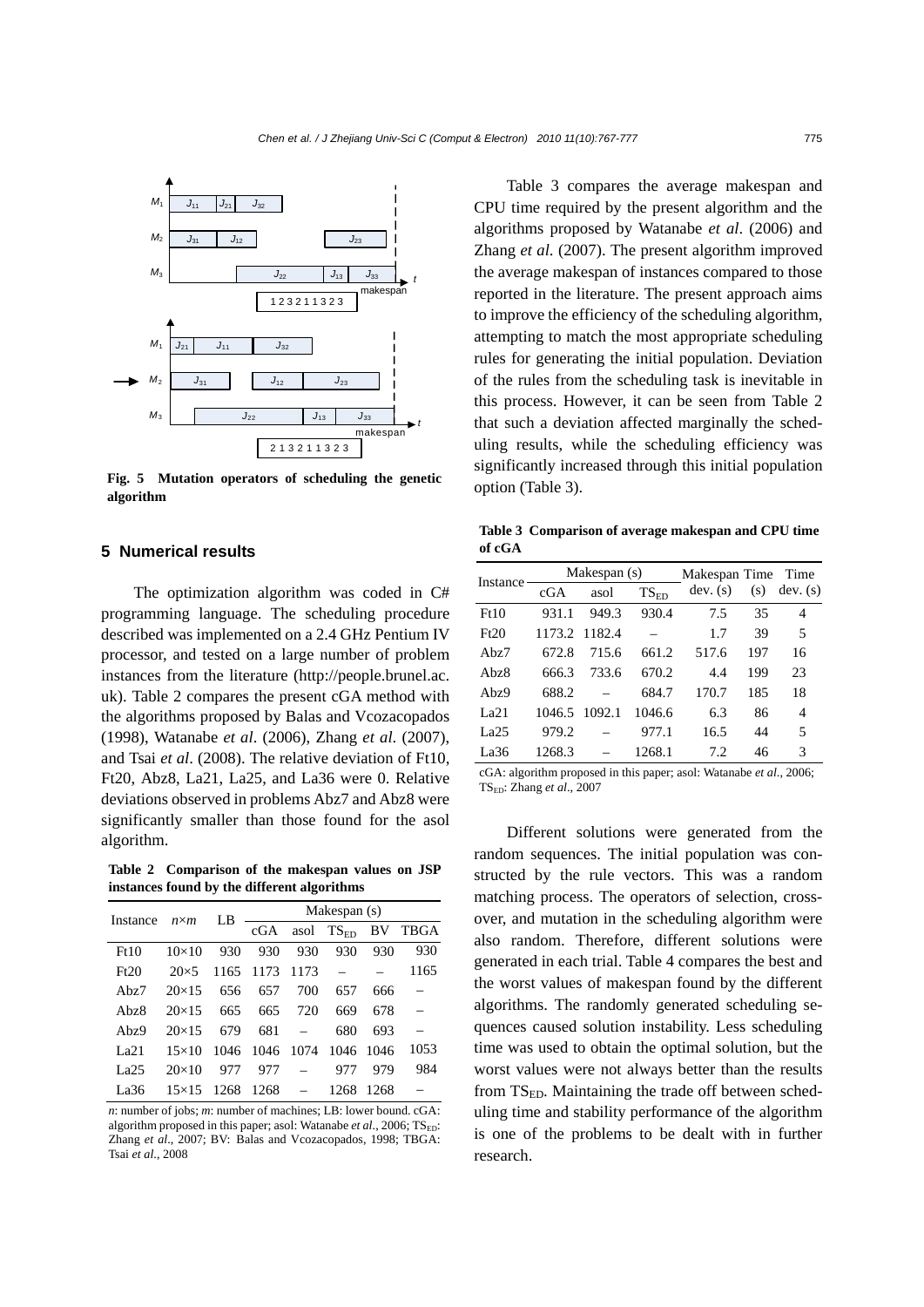Fig. 5 Mutation operators of scheduling the genetic algorithm

## 5 Numerical results

The optimization algorithm was coded in C# programming language. The scheduling procedure described was implemented on a 2.4 GHz Pentium IV processor, and tested on a large number of problem instances from the literature (http://people.brunel.ac.uk). Table 2 compares the present cGA method with the algorithms proposed by Balas and Vcozacopados (1998), Watanabe *et al*. (2006), Zhang *et al*. (2007), and Tsai *et al*. (2008). The relative deviation of Ft10, Ft20, Abz8, La21, La25, and La36 were 0. Relative deviations observed in problems Abz7 and Abz8 were significantly smaller than those found for the asol algorithm.

**Table 2 Comparison of the makespan values on JSP instances found by the different algorithms**

| Instance | $n$×$m$ | LB | Makespan (s) | | | | |
|---|---|---|---|---|---|---|---|
| | | | cGA | asol | $TS_{ED}$ | BV | TBGA |
| Ft10 | 10×10 | 930 | 930 | 930 | 930 | 930 | 930 |
| Ft20 | 20×5 | 1165 | 1173 | 1173 | – | – | 1165 |
| Abz7 | 20×15 | 656 | 657 | 700 | 657 | 666 | – |
| Abz8 | 20×15 | 665 | 665 | 720 | 669 | 678 | – |
| Abz9 | 20×15 | 679 | 681 | – | 680 | 693 | – |
| La21 | 15×10 | 1046 | 1046 | 1074 | 1046 | 1046 | 1053 |
| La25 | 20×10 | 977 | 977 | – | 977 | 979 | 984 |
| La36 | 15×15 | 1268 | 1268 | – | 1268 | 1268 | – |

*n*: number of jobs; *m*: number of machines; LB: lower bound. cGA: algorithm proposed in this paper; asol: Watanabe *et al*., 2006; $TS_{ED}$: Zhang *et al*., 2007; BV: Balas and Vcozacopados, 1998; TBGA: Tsai *et al*., 2008

Table 3 compares the average makespan and CPU time required by the present algorithm and the algorithms proposed by Watanabe *et al*. (2006) and Zhang *et al*. (2007). The present algorithm improved the average makespan of instances compared to those reported in the literature. The present approach aims to improve the efficiency of the scheduling algorithm, attempting to match the most appropriate scheduling rules for generating the initial population. Deviation of the rules from the scheduling task is inevitable in this process. However, it can be seen from Table 2 that such a deviation affected marginally the scheduling results, while the scheduling efficiency was significantly increased through this initial population option (Table 3).

**Table 3 Comparison of average makespan and CPU time of cGA**

| Instance | Makespan (s) | | | Makespan dev. (s) | Time (s) | Time dev. (s) |
|---|---|---|---|---|---|---|
| | cGA | asol | $TS_{ED}$ | | | |
| Ft10 | 931.1 | 949.3 | 930.4 | 7.5 | 35 | 4 |
| Ft20 | 1173.2 | 1182.4 | – | 1.7 | 39 | 5 |
| Abz7 | 672.8 | 715.6 | 661.2 | 517.6 | 197 | 16 |
| Abz8 | 666.3 | 733.6 | 670.2 | 4.4 | 199 | 23 |
| Abz9 | 688.2 | – | 684.7 | 170.7 | 185 | 18 |
| La21 | 1046.5 | 1092.1 | 1046.6 | 6.3 | 86 | 4 |
| La25 | 979.2 | – | 977.1 | 16.5 | 44 | 5 |
| La36 | 1268.3 | – | 1268.1 | 7.2 | 46 | 3 |

cGA: algorithm proposed in this paper; asol: Watanabe *et al*., 2006; $TS_{ED}$: Zhang *et al*., 2007

Different solutions were generated from the random sequences. The initial population was constructed by the rule vectors. This was a random matching process. The operators of selection, crossover, and mutation in the scheduling algorithm were also random. Therefore, different solutions were generated in each trial. Table 4 compares the best and the worst values of makespan found by the different algorithms. The randomly generated scheduling sequences caused solution instability. Less scheduling time was used to obtain the optimal solution, but the worst values were not always better than the results from $TS_{ED}$. Maintaining the trade off between scheduling time and stability performance of the algorithm is one of the problems to be dealt with in further research.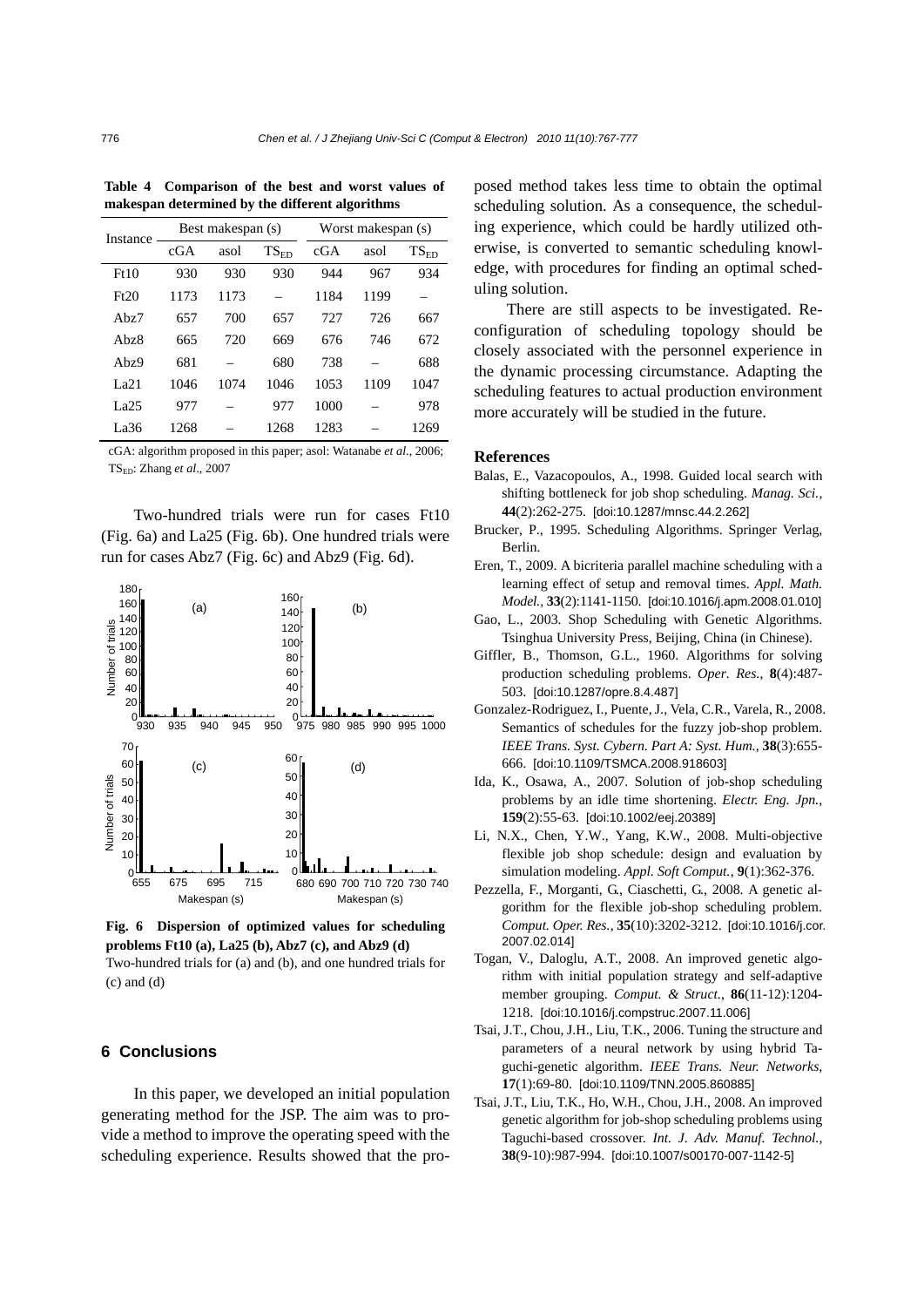**Table 4 Comparison of the best and worst values of makespan determined by the different algorithms**

| Instance | Best makespan (s) | | | Worst makespan (s) | | |
|---|---|---|---|---|---|---|
| | cGA | asol | $TS_{ED}$ | cGA | asol | $TS_{ED}$ |
| Ft10 | 930 | 930 | 930 | 944 | 967 | 934 |
| Ft20 | 1173 | 1173 | – | 1184 | 1199 | – |
| Abz7 | 657 | 700 | 657 | 727 | 726 | 667 |
| Abz8 | 665 | 720 | 669 | 676 | 746 | 672 |
| Abz9 | 681 | – | 680 | 738 | – | 688 |
| La21 | 1046 | 1074 | 1046 | 1053 | 1109 | 1047 |
| La25 | 977 | – | 977 | 1000 | – | 978 |
| La36 | 1268 | – | 1268 | 1283 | – | 1269 |

cGA: algorithm proposed in this paper; asol: Watanabe *et al*., 2006; $TS_{ED}$: Zhang *et al*., 2007

Two-hundred trials were run for cases Ft10 (Fig. 6a) and La25 (Fig. 6b). One hundred trials were run for cases Abz7 (Fig. 6c) and Abz9 (Fig. 6d).

**Fig. 6 Dispersion of optimized values for scheduling problems Ft10 (a), La25 (b), Abz7 (c), and Abz9 (d)**
Two-hundred trials for (a) and (b), and one hundred trials for (c) and (d)

## 6 Conclusions

In this paper, we developed an initial population generating method for the JSP. The aim was to provide a method to improve the operating speed with the scheduling experience. Results showed that the proposed method takes less time to obtain the optimal scheduling solution. As a consequence, the scheduling experience, which could be hardly utilized otherwise, is converted to semantic scheduling knowledge, with procedures for finding an optimal scheduling solution.

There are still aspects to be investigated. Reconfiguration of scheduling topology should be closely associated with the personnel experience in the dynamic processing circumstance. Adapting the scheduling features to actual production environment more accurately will be studied in the future.

## References

Balas, E., Vazacopoulos, A., 1998. Guided local search with shifting bottleneck for job shop scheduling. *Manag. Sci.*, **44**(2):262-275. [doi:10.1287/mnsc.44.2.262]

Brucker, P., 1995. Scheduling Algorithms. Springer Verlag, Berlin.

Eren, T., 2009. A bicriteria parallel machine scheduling with a learning effect of setup and removal times. *Appl. Math. Model.*, **33**(2):1141-1150. [doi:10.1016/j.apm.2008.01.010]

Gao, L., 2003. Shop Scheduling with Genetic Algorithms. Tsinghua University Press, Beijing, China (in Chinese).

Giffler, B., Thomson, G.L., 1960. Algorithms for solving production scheduling problems. *Oper. Res.*, **8**(4):487-503. [doi:10.1287/opre.8.4.487]

Gonzalez-Rodriguez, I., Puente, J., Vela, C.R., Varela, R., 2008. Semantics of schedules for the fuzzy job-shop problem. *IEEE Trans. Syst. Cybern. Part A: Syst. Hum.*, **38**(3):655-666. [doi:10.1109/TSMCA.2008.918603]

Ida, K., Osawa, A., 2007. Solution of job-shop scheduling problems by an idle time shortening. *Electr. Eng. Jpn.*, **159**(2):55-63. [doi:10.1002/eej.20389]

Li, N.X., Chen, Y.W., Yang, K.W., 2008. Multi-objective flexible job shop schedule: design and evaluation by simulation modeling. *Appl. Soft Comput.*, **9**(1):362-376.

Pezzella, F., Morganti, G., Ciaschetti, G., 2008. A genetic algorithm for the flexible job-shop scheduling problem. *Comput. Oper. Res.*, **35**(10):3202-3212. [doi:10.1016/j.cor.2007.02.014]

Togan, V., Daloglu, A.T., 2008. An improved genetic algorithm with initial population strategy and self-adaptive member grouping. *Comput. & Struct.*, **86**(11-12):1204-1218. [doi:10.1016/j.compstruc.2007.11.006]

Tsai, J.T., Chou, J.H., Liu, T.K., 2006. Tuning the structure and parameters of a neural network by using hybrid Taguchi-genetic algorithm. *IEEE Trans. Neur. Networks*, **17**(1):69-80. [doi:10.1109/TNN.2005.860885]

Tsai, J.T., Liu, T.K., Ho, W.H., Chou, J.H., 2008. An improved genetic algorithm for job-shop scheduling problems using Taguchi-based crossover. *Int. J. Adv. Manuf. Technol.*, **38**(9-10):987-994. [doi:10.1007/s00170-007-1142-5]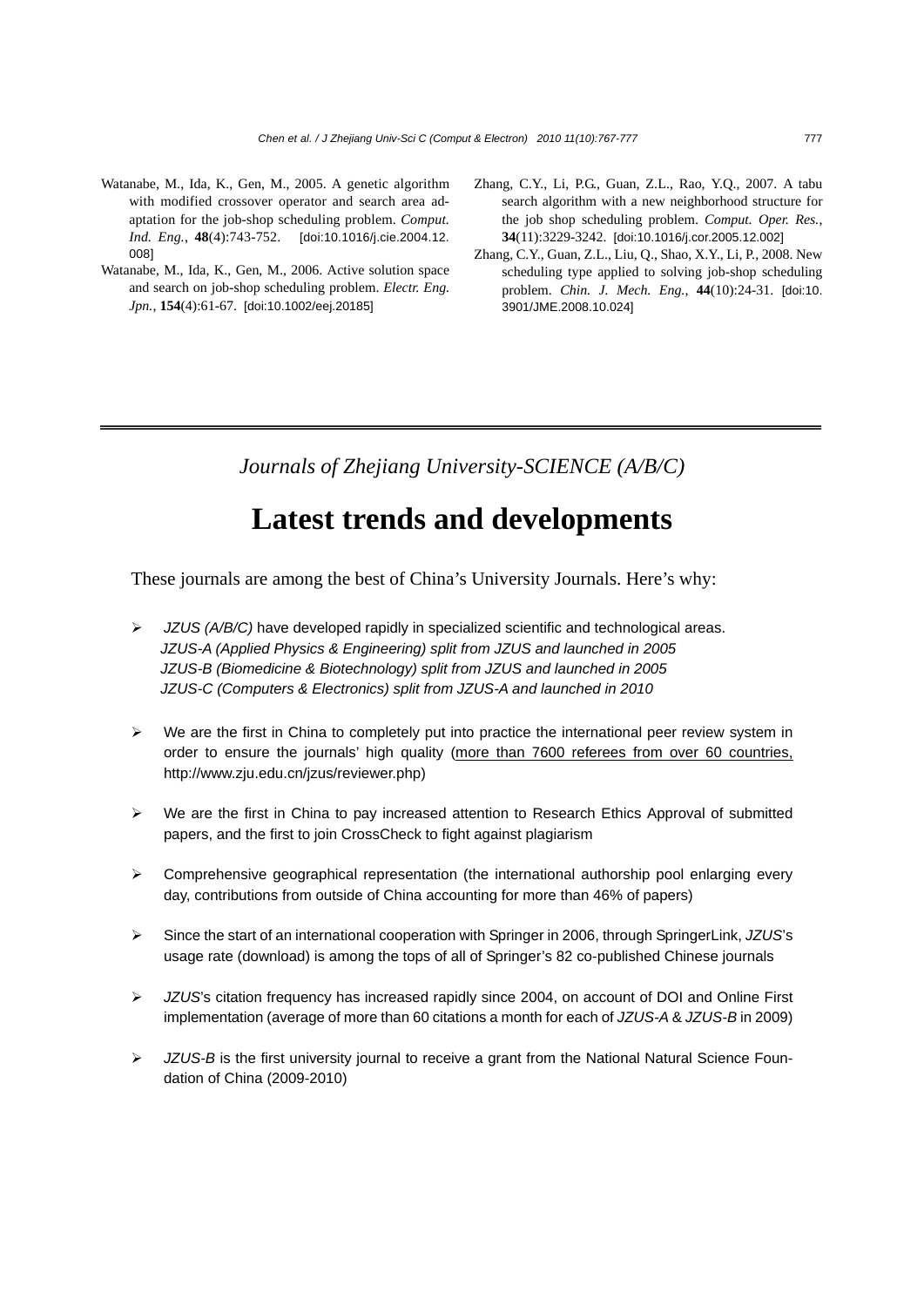Watanabe, M., Ida, K., Gen, M., 2005. A genetic algorithm with modified crossover operator and search area adaptation for the job-shop scheduling problem. *Comput. Ind. Eng.*, **48**(4):743-752. [doi:10.1016/j.cie.2004.12.008]

Watanabe, M., Ida, K., Gen, M., 2006. Active solution space and search on job-shop scheduling problem. *Electr. Eng. Jpn.*, **154**(4):61-67. [doi:10.1002/eej.20185]

Zhang, C.Y., Li, P.G., Guan, Z.L., Rao, Y.Q., 2007. A tabu search algorithm with a new neighborhood structure for the job shop scheduling problem. *Comput. Oper. Res.*, **34**(11):3229-3242. [doi:10.1016/j.cor.2005.12.002]

Zhang, C.Y., Guan, Z.L., Liu, Q., Shao, X.Y., Li, P., 2008. New scheduling type applied to solving job-shop scheduling problem. *Chin. J. Mech. Eng.*, **44**(10):24-31. [doi:10.3901/JME.2008.10.024]

---

*Journals of Zhejiang University-SCIENCE (A/B/C)*

# Latest trends and developments

These journals are among the best of China's University Journals. Here's why:

- *JZUS (A/B/C)* have developed rapidly in specialized scientific and technological areas.
  *JZUS-A (Applied Physics & Engineering) split from JZUS and launched in 2005*
  *JZUS-B (Biomedicine & Biotechnology) split from JZUS and launched in 2005*
  *JZUS-C (Computers & Electronics) split from JZUS-A and launched in 2010*

- We are the first in China to completely put into practice the international peer review system in order to ensure the journals' high quality (more than 7600 referees from over 60 countries, http://www.zju.edu.cn/jzus/reviewer.php)

- We are the first in China to pay increased attention to Research Ethics Approval of submitted papers, and the first to join CrossCheck to fight against plagiarism

- Comprehensive geographical representation (the international authorship pool enlarging every day, contributions from outside of China accounting for more than 46% of papers)

- Since the start of an international cooperation with Springer in 2006, through SpringerLink, *JZUS*'s usage rate (download) is among the tops of all of Springer's 82 co-published Chinese journals

- *JZUS*'s citation frequency has increased rapidly since 2004, on account of DOI and Online First implementation (average of more than 60 citations a month for each of *JZUS-A* & *JZUS-B* in 2009)

- *JZUS-B* is the first university journal to receive a grant from the National Natural Science Foundation of China (2009-2010)